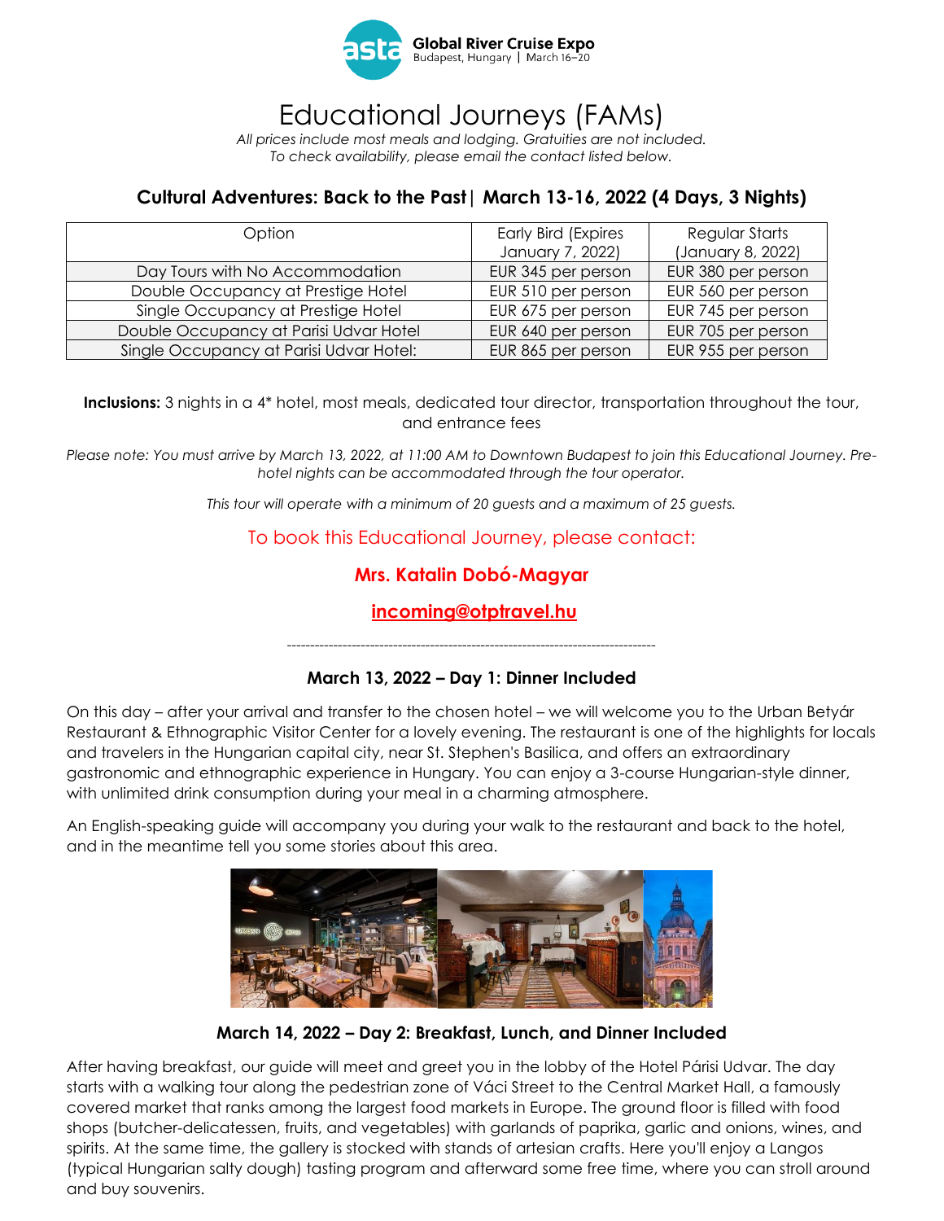**Global River Cruise Expo**
Budapest, Hungary | March 16–20

# Educational Journeys (FAMs)

*All prices include most meals and lodging. Gratuities are not included.*
*To check availability, please email the contact listed below.*

## Cultural Adventures: Back to the Past| March 13-16, 2022 (4 Days, 3 Nights)

| Option | Early Bird (Expires January 7, 2022) | Regular Starts (January 8, 2022) |
|---|---|---|
| Day Tours with No Accommodation | EUR 345 per person | EUR 380 per person |
| Double Occupancy at Prestige Hotel | EUR 510 per person | EUR 560 per person |
| Single Occupancy at Prestige Hotel | EUR 675 per person | EUR 745 per person |
| Double Occupancy at Parisi Udvar Hotel | EUR 640 per person | EUR 705 per person |
| Single Occupancy at Parisi Udvar Hotel: | EUR 865 per person | EUR 955 per person |

**Inclusions:** 3 nights in a 4* hotel, most meals, dedicated tour director, transportation throughout the tour, and entrance fees

*Please note: You must arrive by March 13, 2022, at 11:00 AM to Downtown Budapest to join this Educational Journey. Pre-hotel nights can be accommodated through the tour operator.*

*This tour will operate with a minimum of 20 guests and a maximum of 25 guests.*

To book this Educational Journey, please contact:

**Mrs. Katalin Dobó-Magyar**

**incoming@otptravel.hu**

---

### March 13, 2022 – Day 1: Dinner Included

On this day – after your arrival and transfer to the chosen hotel – we will welcome you to the Urban Betyár Restaurant & Ethnographic Visitor Center for a lovely evening. The restaurant is one of the highlights for locals and travelers in the Hungarian capital city, near St. Stephen's Basilica, and offers an extraordinary gastronomic and ethnographic experience in Hungary. You can enjoy a 3-course Hungarian-style dinner, with unlimited drink consumption during your meal in a charming atmosphere.

An English-speaking guide will accompany you during your walk to the restaurant and back to the hotel, and in the meantime tell you some stories about this area.

### March 14, 2022 – Day 2: Breakfast, Lunch, and Dinner Included

After having breakfast, our guide will meet and greet you in the lobby of the Hotel Párisi Udvar. The day starts with a walking tour along the pedestrian zone of Váci Street to the Central Market Hall, a famously covered market that ranks among the largest food markets in Europe. The ground floor is filled with food shops (butcher-delicatessen, fruits, and vegetables) with garlands of paprika, garlic and onions, wines, and spirits. At the same time, the gallery is stocked with stands of artesian crafts. Here you'll enjoy a Langos (typical Hungarian salty dough) tasting program and afterward some free time, where you can stroll around and buy souvenirs.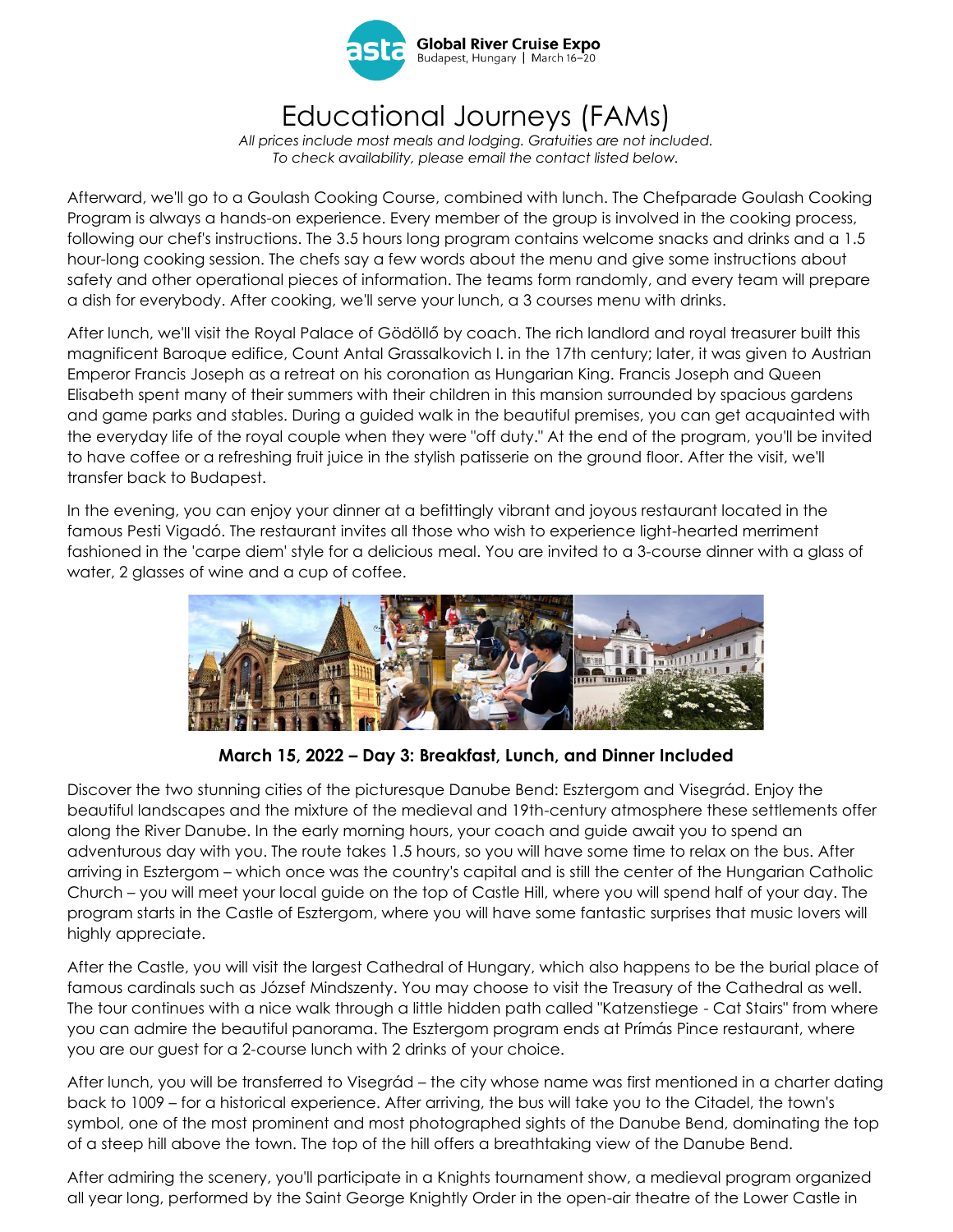# Educational Journeys (FAMs)

*All prices include most meals and lodging. Gratuities are not included.*
*To check availability, please email the contact listed below.*

Afterward, we'll go to a Goulash Cooking Course, combined with lunch. The Chefparade Goulash Cooking Program is always a hands-on experience. Every member of the group is involved in the cooking process, following our chef's instructions. The 3.5 hours long program contains welcome snacks and drinks and a 1.5 hour-long cooking session. The chefs say a few words about the menu and give some instructions about safety and other operational pieces of information. The teams form randomly, and every team will prepare a dish for everybody. After cooking, we'll serve your lunch, a 3 courses menu with drinks.

After lunch, we'll visit the Royal Palace of Gödöllő by coach. The rich landlord and royal treasurer built this magnificent Baroque edifice, Count Antal Grassalkovich I. in the 17th century; later, it was given to Austrian Emperor Francis Joseph as a retreat on his coronation as Hungarian King. Francis Joseph and Queen Elisabeth spent many of their summers with their children in this mansion surrounded by spacious gardens and game parks and stables. During a guided walk in the beautiful premises, you can get acquainted with the everyday life of the royal couple when they were "off duty." At the end of the program, you'll be invited to have coffee or a refreshing fruit juice in the stylish patisserie on the ground floor. After the visit, we'll transfer back to Budapest.

In the evening, you can enjoy your dinner at a befittingly vibrant and joyous restaurant located in the famous Pesti Vigadó. The restaurant invites all those who wish to experience light-hearted merriment fashioned in the 'carpe diem' style for a delicious meal. You are invited to a 3-course dinner with a glass of water, 2 glasses of wine and a cup of coffee.

**March 15, 2022 – Day 3: Breakfast, Lunch, and Dinner Included**

Discover the two stunning cities of the picturesque Danube Bend: Esztergom and Visegrád. Enjoy the beautiful landscapes and the mixture of the medieval and 19th-century atmosphere these settlements offer along the River Danube. In the early morning hours, your coach and guide await you to spend an adventurous day with you. The route takes 1.5 hours, so you will have some time to relax on the bus. After arriving in Esztergom – which once was the country's capital and is still the center of the Hungarian Catholic Church – you will meet your local guide on the top of Castle Hill, where you will spend half of your day. The program starts in the Castle of Esztergom, where you will have some fantastic surprises that music lovers will highly appreciate.

After the Castle, you will visit the largest Cathedral of Hungary, which also happens to be the burial place of famous cardinals such as József Mindszenty. You may choose to visit the Treasury of the Cathedral as well. The tour continues with a nice walk through a little hidden path called "Katzenstiege - Cat Stairs" from where you can admire the beautiful panorama. The Esztergom program ends at Prímás Pince restaurant, where you are our guest for a 2-course lunch with 2 drinks of your choice.

After lunch, you will be transferred to Visegrád – the city whose name was first mentioned in a charter dating back to 1009 – for a historical experience. After arriving, the bus will take you to the Citadel, the town's symbol, one of the most prominent and most photographed sights of the Danube Bend, dominating the top of a steep hill above the town. The top of the hill offers a breathtaking view of the Danube Bend.

After admiring the scenery, you'll participate in a Knights tournament show, a medieval program organized all year long, performed by the Saint George Knightly Order in the open-air theatre of the Lower Castle in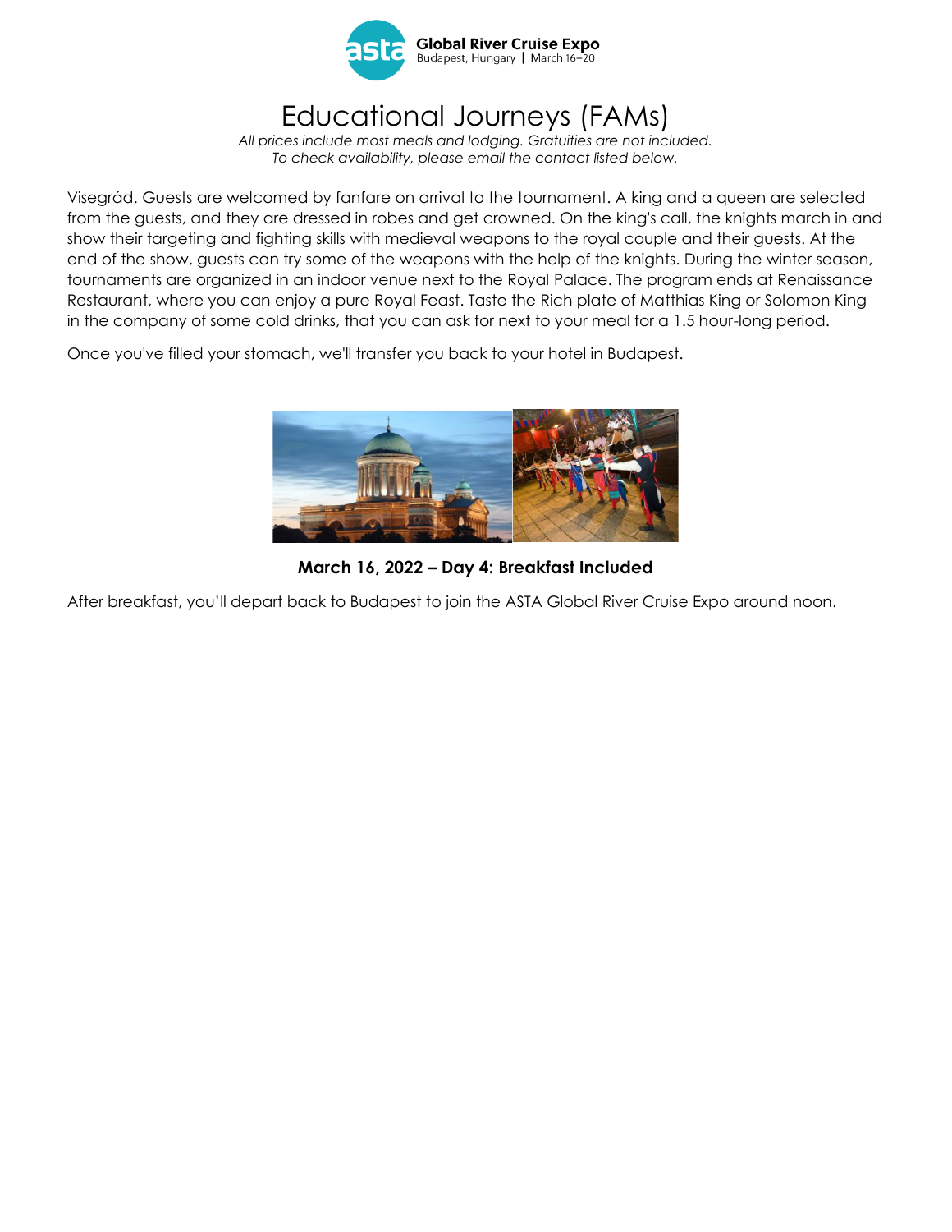# Educational Journeys (FAMs)

*All prices include most meals and lodging. Gratuities are not included.*
*To check availability, please email the contact listed below.*

Visegrád. Guests are welcomed by fanfare on arrival to the tournament. A king and a queen are selected from the guests, and they are dressed in robes and get crowned. On the king's call, the knights march in and show their targeting and fighting skills with medieval weapons to the royal couple and their guests. At the end of the show, guests can try some of the weapons with the help of the knights. During the winter season, tournaments are organized in an indoor venue next to the Royal Palace. The program ends at Renaissance Restaurant, where you can enjoy a pure Royal Feast. Taste the Rich plate of Matthias King or Solomon King in the company of some cold drinks, that you can ask for next to your meal for a 1.5 hour-long period.

Once you've filled your stomach, we'll transfer you back to your hotel in Budapest.

**March 16, 2022 – Day 4: Breakfast Included**

After breakfast, you'll depart back to Budapest to join the ASTA Global River Cruise Expo around noon.